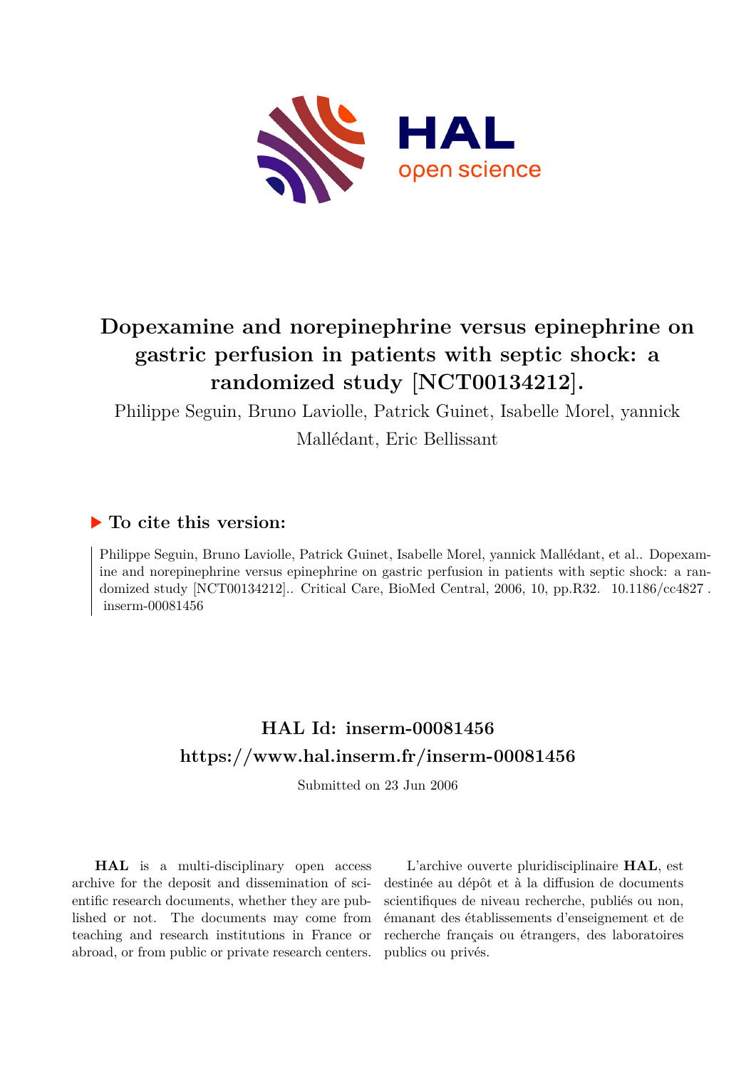# Dopexamine and norepinephrine versus epinephrine on gastric perfusion in patients with septic shock: a randomized study [NCT00134212].

Philippe Seguin, Bruno Laviolle, Patrick Guinet, Isabelle Morel, yannick Mallédant, Eric Bellissant

## ▶ To cite this version:

Philippe Seguin, Bruno Laviolle, Patrick Guinet, Isabelle Morel, yannick Mallédant, et al.. Dopexamine and norepinephrine versus epinephrine on gastric perfusion in patients with septic shock: a randomized study [NCT00134212].. Critical Care, BioMed Central, 2006, 10, pp.R32. 10.1186/cc4827 . inserm-00081456

## HAL Id: inserm-00081456

## https://www.hal.inserm.fr/inserm-00081456

Submitted on 23 Jun 2006

**HAL** is a multi-disciplinary open access archive for the deposit and dissemination of scientific research documents, whether they are published or not. The documents may come from teaching and research institutions in France or abroad, or from public or private research centers.

L'archive ouverte pluridisciplinaire **HAL**, est destinée au dépôt et à la diffusion de documents scientifiques de niveau recherche, publiés ou non, émanant des établissements d'enseignement et de recherche français ou étrangers, des laboratoires publics ou privés.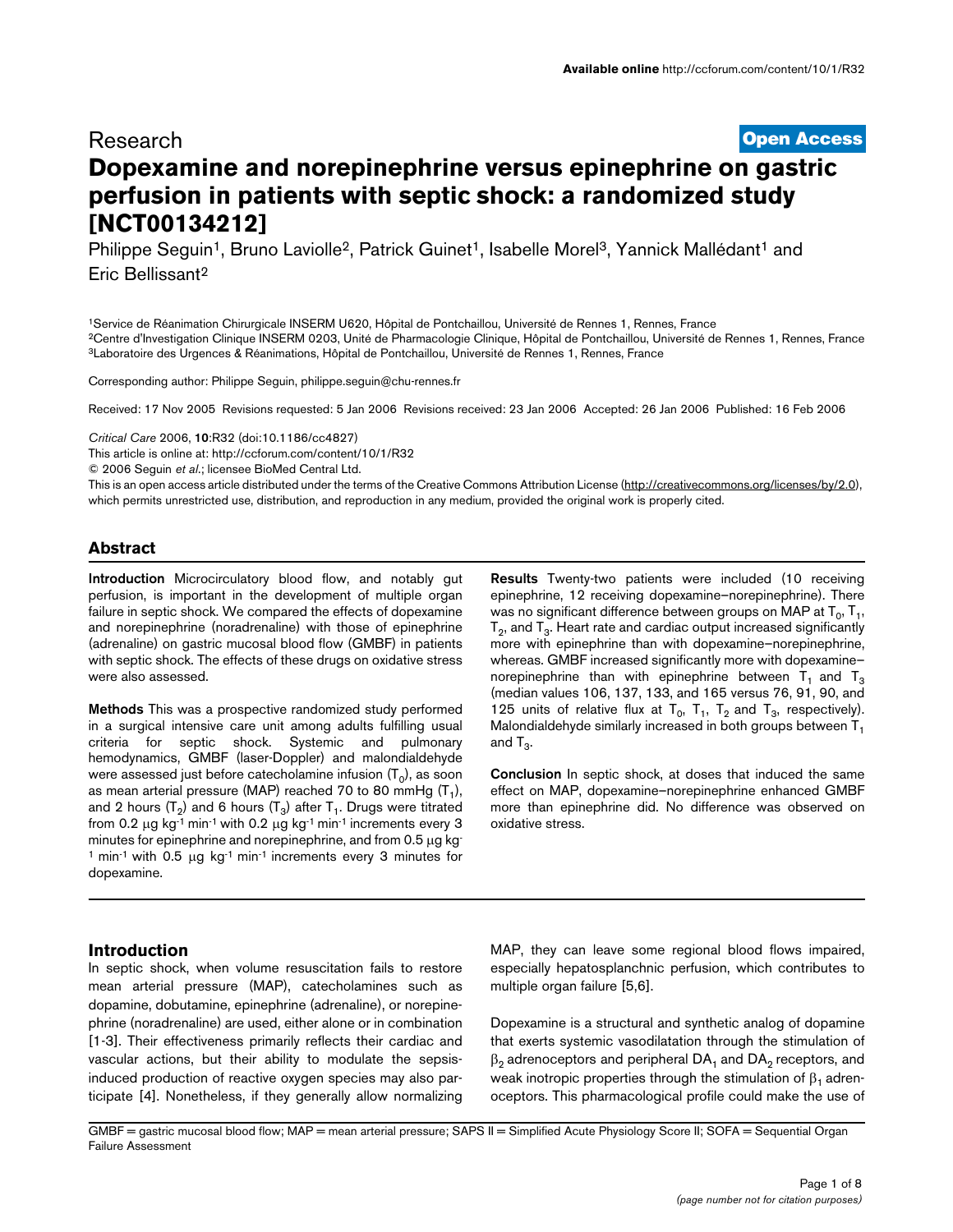Research **Open Access**

# Dopexamine and norepinephrine versus epinephrine on gastric perfusion in patients with septic shock: a randomized study [NCT00134212]

Philippe Seguin[1], Bruno Laviolle[2], Patrick Guinet[1], Isabelle Morel[3], Yannick Mallédant[1] and Eric Bellissant[2]

[1]Service de Réanimation Chirurgicale INSERM U620, Hôpital de Pontchaillou, Université de Rennes 1, Rennes, France
[2]Centre d'Investigation Clinique INSERM 0203, Unité de Pharmacologie Clinique, Hôpital de Pontchaillou, Université de Rennes 1, Rennes, France
[3]Laboratoire des Urgences & Réanimations, Hôpital de Pontchaillou, Université de Rennes 1, Rennes, France

Corresponding author: Philippe Seguin, philippe.seguin@chu-rennes.fr

Received: 17 Nov 2005 Revisions requested: 5 Jan 2006 Revisions received: 23 Jan 2006 Accepted: 26 Jan 2006 Published: 16 Feb 2006

*Critical Care* 2006, **10**:R32 (doi:10.1186/cc4827)
This article is online at: http://ccforum.com/content/10/1/R32
© 2006 Seguin *et al.*; licensee BioMed Central Ltd.
This is an open access article distributed under the terms of the Creative Commons Attribution License (http://creativecommons.org/licenses/by/2.0), which permits unrestricted use, distribution, and reproduction in any medium, provided the original work is properly cited.

## Abstract

**Introduction** Microcirculatory blood flow, and notably gut perfusion, is important in the development of multiple organ failure in septic shock. We compared the effects of dopexamine and norepinephrine (noradrenaline) with those of epinephrine (adrenaline) on gastric mucosal blood flow (GMBF) in patients with septic shock. The effects of these drugs on oxidative stress were also assessed.

**Methods** This was a prospective randomized study performed in a surgical intensive care unit among adults fulfilling usual criteria for septic shock. Systemic and pulmonary hemodynamics, GMBF (laser-Doppler) and malondialdehyde were assessed just before catecholamine infusion ($T_0$), as soon as mean arterial pressure (MAP) reached 70 to 80 mmHg ($T_1$), and 2 hours ($T_2$) and 6 hours ($T_3$) after $T_1$. Drugs were titrated from 0.2 μg $kg^{-1}$ $min^{-1}$ with 0.2 μg $kg^{-1}$ $min^{-1}$ increments every 3 minutes for epinephrine and norepinephrine, and from 0.5 μg $kg^{-1}$ $min^{-1}$ with 0.5 μg $kg^{-1}$ $min^{-1}$ increments every 3 minutes for dopexamine.

**Results** Twenty-two patients were included (10 receiving epinephrine, 12 receiving dopexamine–norepinephrine). There was no significant difference between groups on MAP at $T_0$, $T_1$, $T_2$, and $T_3$. Heart rate and cardiac output increased significantly more with epinephrine than with dopexamine–norepinephrine, whereas. GMBF increased significantly more with dopexamine–norepinephrine than with epinephrine between $T_1$ and $T_3$ (median values 106, 137, 133, and 165 versus 76, 91, 90, and 125 units of relative flux at $T_0$, $T_1$, $T_2$ and $T_3$, respectively). Malondialdehyde similarly increased in both groups between $T_1$ and $T_3$.

**Conclusion** In septic shock, at doses that induced the same effect on MAP, dopexamine–norepinephrine enhanced GMBF more than epinephrine did. No difference was observed on oxidative stress.

## Introduction

In septic shock, when volume resuscitation fails to restore mean arterial pressure (MAP), catecholamines such as dopamine, dobutamine, epinephrine (adrenaline), or norepinephrine (noradrenaline) are used, either alone or in combination [1-3]. Their effectiveness primarily reflects their cardiac and vascular actions, but their ability to modulate the sepsis-induced production of reactive oxygen species may also participate [4]. Nonetheless, if they generally allow normalizing MAP, they can leave some regional blood flows impaired, especially hepatosplanchnic perfusion, which contributes to multiple organ failure [5,6].

Dopexamine is a structural and synthetic analog of dopamine that exerts systemic vasodilatation through the stimulation of $\beta_2$ adrenoceptors and peripheral $DA_1$ and $DA_2$ receptors, and weak inotropic properties through the stimulation of $\beta_1$ adrenoceptors. This pharmacological profile could make the use of

GMBF = gastric mucosal blood flow; MAP = mean arterial pressure; SAPS II = Simplified Acute Physiology Score II; SOFA = Sequential Organ Failure Assessment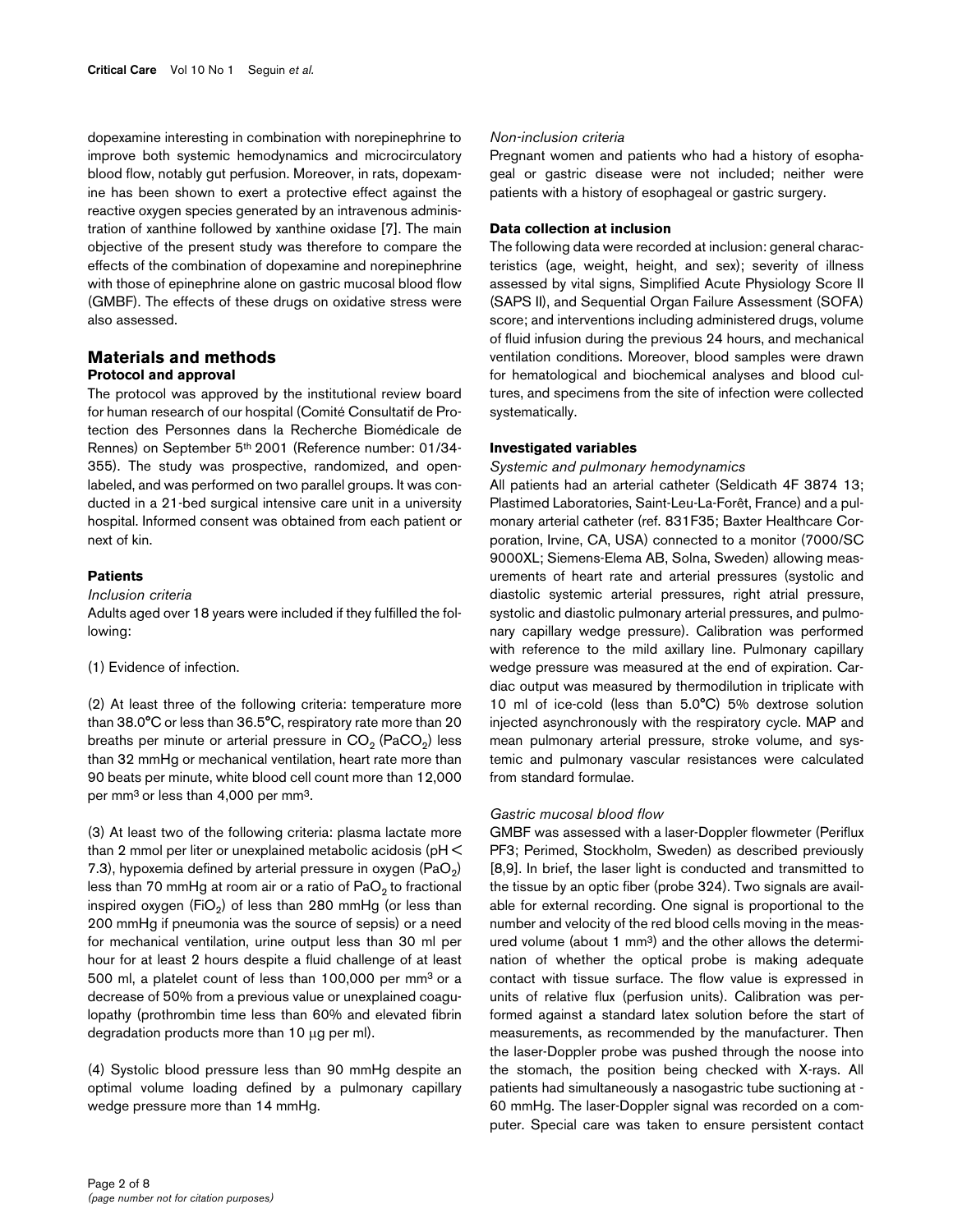dopexamine interesting in combination with norepinephrine to improve both systemic hemodynamics and microcirculatory blood flow, notably gut perfusion. Moreover, in rats, dopexamine has been shown to exert a protective effect against the reactive oxygen species generated by an intravenous administration of xanthine followed by xanthine oxidase [7]. The main objective of the present study was therefore to compare the effects of the combination of dopexamine and norepinephrine with those of epinephrine alone on gastric mucosal blood flow (GMBF). The effects of these drugs on oxidative stress were also assessed.

## Materials and methods

### Protocol and approval

The protocol was approved by the institutional review board for human research of our hospital (Comité Consultatif de Protection des Personnes dans la Recherche Biomédicale de Rennes) on September 5th 2001 (Reference number: 01/34-355). The study was prospective, randomized, and open-labeled, and was performed on two parallel groups. It was conducted in a 21-bed surgical intensive care unit in a university hospital. Informed consent was obtained from each patient or next of kin.

### Patients

*Inclusion criteria*

Adults aged over 18 years were included if they fulfilled the following:

(1) Evidence of infection.

(2) At least three of the following criteria: temperature more than 38.0°C or less than 36.5°C, respiratory rate more than 20 breaths per minute or arterial pressure in $CO_2$ ($PaCO_2$) less than 32 mmHg or mechanical ventilation, heart rate more than 90 beats per minute, white blood cell count more than 12,000 per mm$^3$ or less than 4,000 per mm$^3$.

(3) At least two of the following criteria: plasma lactate more than 2 mmol per liter or unexplained metabolic acidosis (pH < 7.3), hypoxemia defined by arterial pressure in oxygen ($PaO_2$) less than 70 mmHg at room air or a ratio of $PaO_2$ to fractional inspired oxygen ($FiO_2$) of less than 280 mmHg (or less than 200 mmHg if pneumonia was the source of sepsis) or a need for mechanical ventilation, urine output less than 30 ml per hour for at least 2 hours despite a fluid challenge of at least 500 ml, a platelet count of less than 100,000 per mm$^3$ or a decrease of 50% from a previous value or unexplained coagulopathy (prothrombin time less than 60% and elevated fibrin degradation products more than 10 μg per ml).

(4) Systolic blood pressure less than 90 mmHg despite an optimal volume loading defined by a pulmonary capillary wedge pressure more than 14 mmHg.

*Non-inclusion criteria*

Pregnant women and patients who had a history of esophageal or gastric disease were not included; neither were patients with a history of esophageal or gastric surgery.

### Data collection at inclusion

The following data were recorded at inclusion: general characteristics (age, weight, height, and sex); severity of illness assessed by vital signs, Simplified Acute Physiology Score II (SAPS II), and Sequential Organ Failure Assessment (SOFA) score; and interventions including administered drugs, volume of fluid infusion during the previous 24 hours, and mechanical ventilation conditions. Moreover, blood samples were drawn for hematological and biochemical analyses and blood cultures, and specimens from the site of infection were collected systematically.

### Investigated variables

*Systemic and pulmonary hemodynamics*

All patients had an arterial catheter (Seldicath 4F 3874 13; Plastimed Laboratories, Saint-Leu-La-Forêt, France) and a pulmonary arterial catheter (ref. 831F35; Baxter Healthcare Corporation, Irvine, CA, USA) connected to a monitor (7000/SC 9000XL; Siemens-Elema AB, Solna, Sweden) allowing measurements of heart rate and arterial pressures (systolic and diastolic systemic arterial pressures, right atrial pressure, systolic and diastolic pulmonary arterial pressures, and pulmonary capillary wedge pressure). Calibration was performed with reference to the mild axillary line. Pulmonary capillary wedge pressure was measured at the end of expiration. Cardiac output was measured by thermodilution in triplicate with 10 ml of ice-cold (less than 5.0°C) 5% dextrose solution injected asynchronously with the respiratory cycle. MAP and mean pulmonary arterial pressure, stroke volume, and systemic and pulmonary vascular resistances were calculated from standard formulae.

*Gastric mucosal blood flow*

GMBF was assessed with a laser-Doppler flowmeter (Periflux PF3; Perimed, Stockholm, Sweden) as described previously [8,9]. In brief, the laser light is conducted and transmitted to the tissue by an optic fiber (probe 324). Two signals are available for external recording. One signal is proportional to the number and velocity of the red blood cells moving in the measured volume (about 1 mm$^3$) and the other allows the determination of whether the optical probe is making adequate contact with tissue surface. The flow value is expressed in units of relative flux (perfusion units). Calibration was performed against a standard latex solution before the start of measurements, as recommended by the manufacturer. Then the laser-Doppler probe was pushed through the noose into the stomach, the position being checked with X-rays. All patients had simultaneously a nasogastric tube suctioning at -60 mmHg. The laser-Doppler signal was recorded on a computer. Special care was taken to ensure persistent contact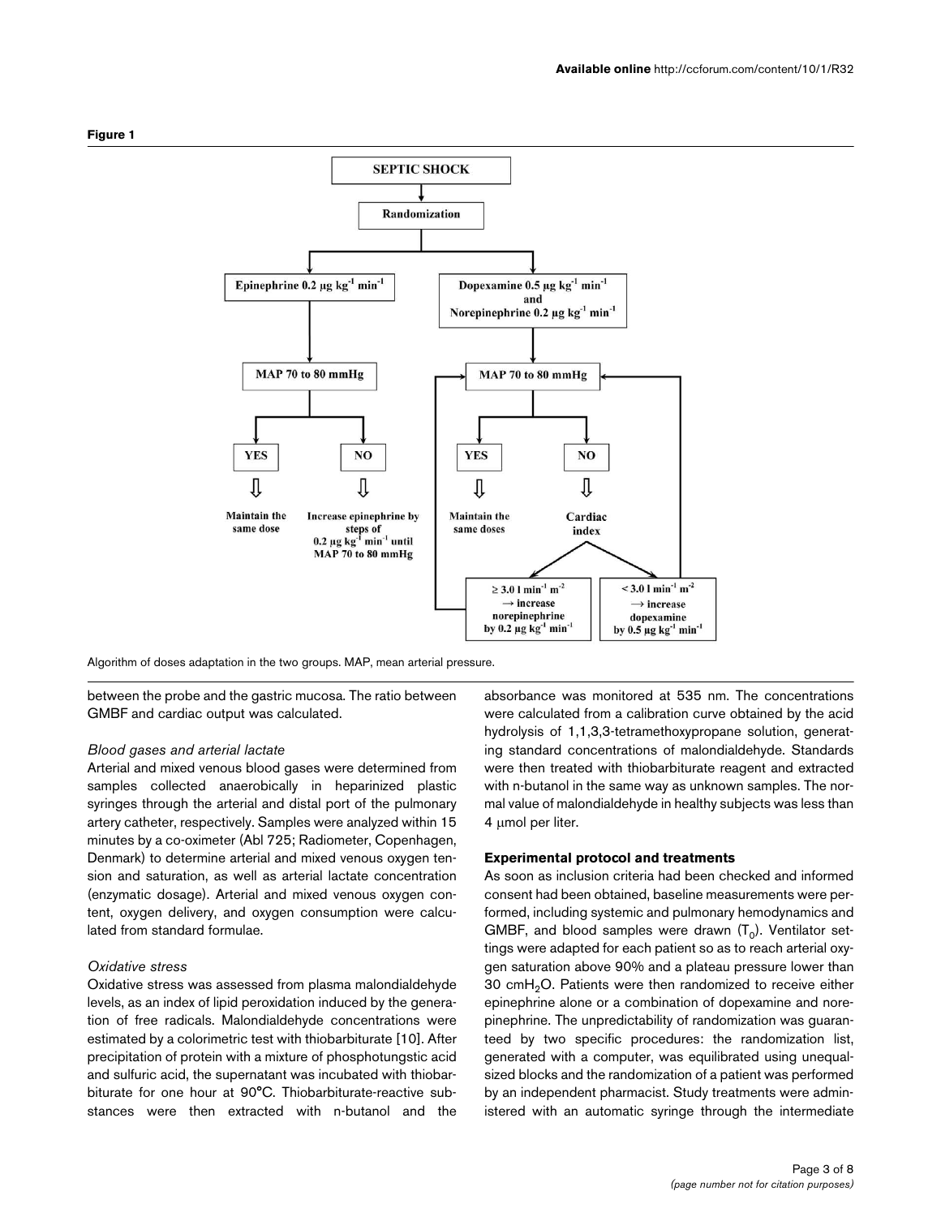**Figure 1**

Algorithm of doses adaptation in the two groups. MAP, mean arterial pressure.

between the probe and the gastric mucosa. The ratio between GMBF and cardiac output was calculated.

*Blood gases and arterial lactate*

Arterial and mixed venous blood gases were determined from samples collected anaerobically in heparinized plastic syringes through the arterial and distal port of the pulmonary artery catheter, respectively. Samples were analyzed within 15 minutes by a co-oximeter (Abl 725; Radiometer, Copenhagen, Denmark) to determine arterial and mixed venous oxygen tension and saturation, as well as arterial lactate concentration (enzymatic dosage). Arterial and mixed venous oxygen content, oxygen delivery, and oxygen consumption were calculated from standard formulae.

*Oxidative stress*

Oxidative stress was assessed from plasma malondialdehyde levels, as an index of lipid peroxidation induced by the generation of free radicals. Malondialdehyde concentrations were estimated by a colorimetric test with thiobarbiturate [10]. After precipitation of protein with a mixture of phosphotungstic acid and sulfuric acid, the supernatant was incubated with thiobarbiturate for one hour at 90°C. Thiobarbiturate-reactive substances were then extracted with n-butanol and the absorbance was monitored at 535 nm. The concentrations were calculated from a calibration curve obtained by the acid hydrolysis of 1,1,3,3-tetramethoxypropane solution, generating standard concentrations of malondialdehyde. Standards were then treated with thiobarbiturate reagent and extracted with n-butanol in the same way as unknown samples. The normal value of malondialdehyde in healthy subjects was less than 4 μmol per liter.

### Experimental protocol and treatments

As soon as inclusion criteria had been checked and informed consent had been obtained, baseline measurements were performed, including systemic and pulmonary hemodynamics and GMBF, and blood samples were drawn ($T_0$). Ventilator settings were adapted for each patient so as to reach arterial oxygen saturation above 90% and a plateau pressure lower than 30 cm$H_2O$. Patients were then randomized to receive either epinephrine alone or a combination of dopexamine and norepinephrine. The unpredictability of randomization was guaranteed by two specific procedures: the randomization list, generated with a computer, was equilibrated using unequal-sized blocks and the randomization of a patient was performed by an independent pharmacist. Study treatments were administered with an automatic syringe through the intermediate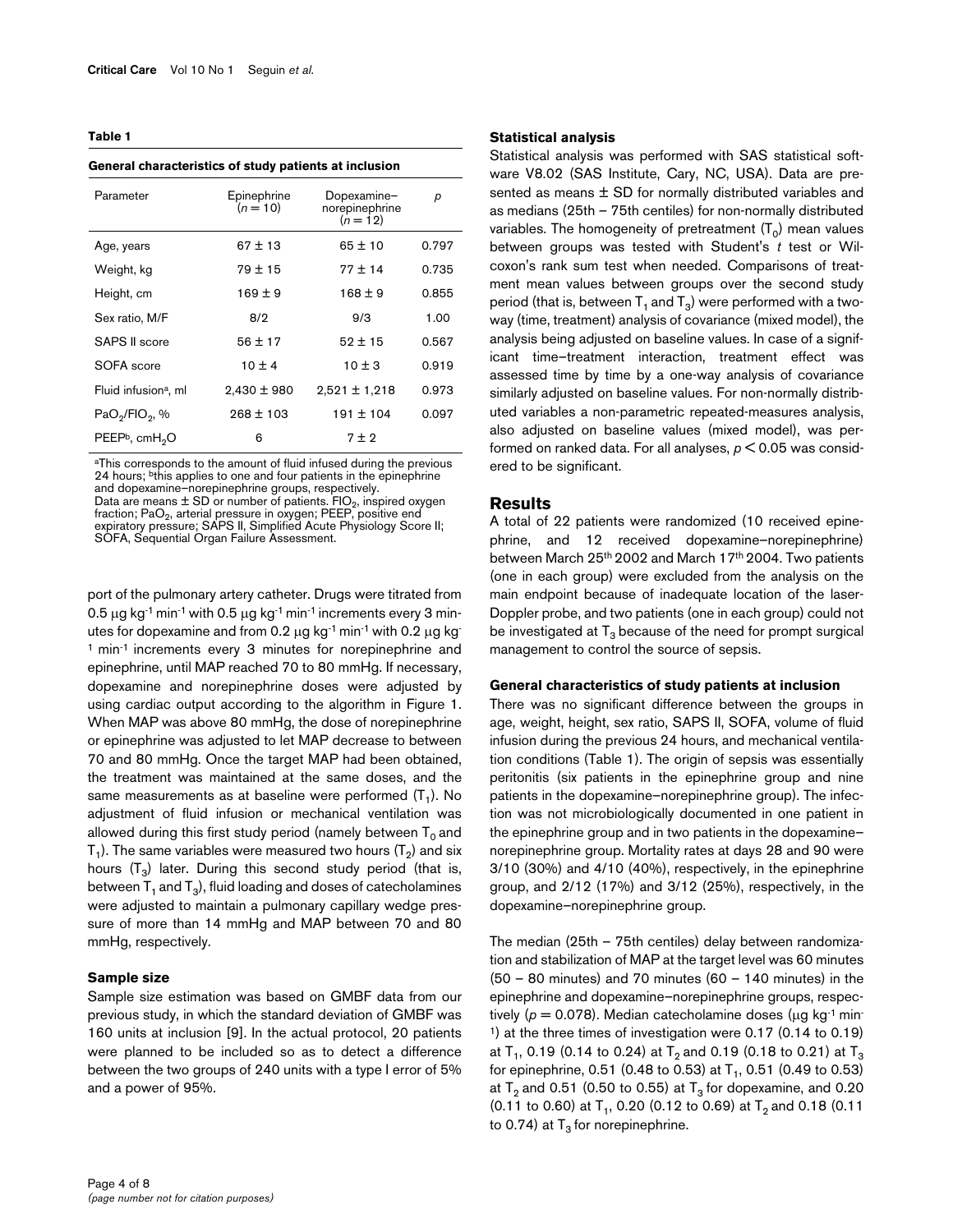**Table 1**

**General characteristics of study patients at inclusion**

| Parameter | Epinephrine ($n = 10$) | Dopexamine–norepinephrine ($n = 12$) | $p$ |
|---|---|---|---|
| Age, years | 67 ± 13 | 65 ± 10 | 0.797 |
| Weight, kg | 79 ± 15 | 77 ± 14 | 0.735 |
| Height, cm | 169 ± 9 | 168 ± 9 | 0.855 |
| Sex ratio, M/F | 8/2 | 9/3 | 1.00 |
| SAPS II score | 56 ± 17 | 52 ± 15 | 0.567 |
| SOFA score | 10 ± 4 | 10 ± 3 | 0.919 |
| Fluid infusion[a], ml | 2,430 ± 980 | 2,521 ± 1,218 | 0.973 |
| $PaO_2/FIO_2$, % | 268 ± 103 | 191 ± 104 | 0.097 |
| PEEP[b], $cmH_2O$ | 6 | 7 ± 2 | |

[a]This corresponds to the amount of fluid infused during the previous 24 hours; [b]this applies to one and four patients in the epinephrine and dopexamine–norepinephrine groups, respectively.
Data are means ± SD or number of patients. $FIO_2$, inspired oxygen fraction; $PaO_2$, arterial pressure in oxygen; PEEP, positive end expiratory pressure; SAPS II, Simplified Acute Physiology Score II; SOFA, Sequential Organ Failure Assessment.

port of the pulmonary artery catheter. Drugs were titrated from 0.5 μg kg$^{-1}$ min$^{-1}$ with 0.5 μg kg$^{-1}$ min$^{-1}$ increments every 3 minutes for dopexamine and from 0.2 μg kg$^{-1}$ min$^{-1}$ with 0.2 μg kg$^{-1}$ min$^{-1}$ increments every 3 minutes for norepinephrine and epinephrine, until MAP reached 70 to 80 mmHg. If necessary, dopexamine and norepinephrine doses were adjusted by using cardiac output according to the algorithm in Figure 1. When MAP was above 80 mmHg, the dose of norepinephrine or epinephrine was adjusted to let MAP decrease to between 70 and 80 mmHg. Once the target MAP had been obtained, the treatment was maintained at the same doses, and the same measurements as at baseline were performed ($T_1$). No adjustment of fluid infusion or mechanical ventilation was allowed during this first study period (namely between $T_0$ and $T_1$). The same variables were measured two hours ($T_2$) and six hours ($T_3$) later. During this second study period (that is, between $T_1$ and $T_3$), fluid loading and doses of catecholamines were adjusted to maintain a pulmonary capillary wedge pressure of more than 14 mmHg and MAP between 70 and 80 mmHg, respectively.

### Sample size

Sample size estimation was based on GMBF data from our previous study, in which the standard deviation of GMBF was 160 units at inclusion [9]. In the actual protocol, 20 patients were planned to be included so as to detect a difference between the two groups of 240 units with a type I error of 5% and a power of 95%.

### Statistical analysis

Statistical analysis was performed with SAS statistical software V8.02 (SAS Institute, Cary, NC, USA). Data are presented as means ± SD for normally distributed variables and as medians (25th – 75th centiles) for non-normally distributed variables. The homogeneity of pretreatment ($T_0$) mean values between groups was tested with Student's *t* test or Wilcoxon's rank sum test when needed. Comparisons of treatment mean values between groups over the second study period (that is, between $T_1$ and $T_3$) were performed with a two-way (time, treatment) analysis of covariance (mixed model), the analysis being adjusted on baseline values. In case of a significant time–treatment interaction, treatment effect was assessed time by time by a one-way analysis of covariance similarly adjusted on baseline values. For non-normally distributed variables a non-parametric repeated-measures analysis, also adjusted on baseline values (mixed model), was performed on ranked data. For all analyses, $p < 0.05$ was considered to be significant.

## Results

A total of 22 patients were randomized (10 received epinephrine, and 12 received dopexamine–norepinephrine) between March 25th 2002 and March 17th 2004. Two patients (one in each group) were excluded from the analysis on the main endpoint because of inadequate location of the laser-Doppler probe, and two patients (one in each group) could not be investigated at $T_3$ because of the need for prompt surgical management to control the source of sepsis.

### General characteristics of study patients at inclusion

There was no significant difference between the groups in age, weight, height, sex ratio, SAPS II, SOFA, volume of fluid infusion during the previous 24 hours, and mechanical ventilation conditions (Table 1). The origin of sepsis was essentially peritonitis (six patients in the epinephrine group and nine patients in the dopexamine–norepinephrine group). The infection was not microbiologically documented in one patient in the epinephrine group and in two patients in the dopexamine–norepinephrine group. Mortality rates at days 28 and 90 were 3/10 (30%) and 4/10 (40%), respectively, in the epinephrine group, and 2/12 (17%) and 3/12 (25%), respectively, in the dopexamine–norepinephrine group.

The median (25th – 75th centiles) delay between randomization and stabilization of MAP at the target level was 60 minutes (50 – 80 minutes) and 70 minutes (60 – 140 minutes) in the epinephrine and dopexamine–norepinephrine groups, respectively ($p = 0.078$). Median catecholamine doses (μg kg$^{-1}$ min$^{-1}$) at the three times of investigation were 0.17 (0.14 to 0.19) at $T_1$, 0.19 (0.14 to 0.24) at $T_2$ and 0.19 (0.18 to 0.21) at $T_3$ for epinephrine, 0.51 (0.48 to 0.53) at $T_1$, 0.51 (0.49 to 0.53) at $T_2$ and 0.51 (0.50 to 0.55) at $T_3$ for dopexamine, and 0.20 (0.11 to 0.60) at $T_1$, 0.20 (0.12 to 0.69) at $T_2$ and 0.18 (0.11 to 0.74) at $T_3$ for norepinephrine.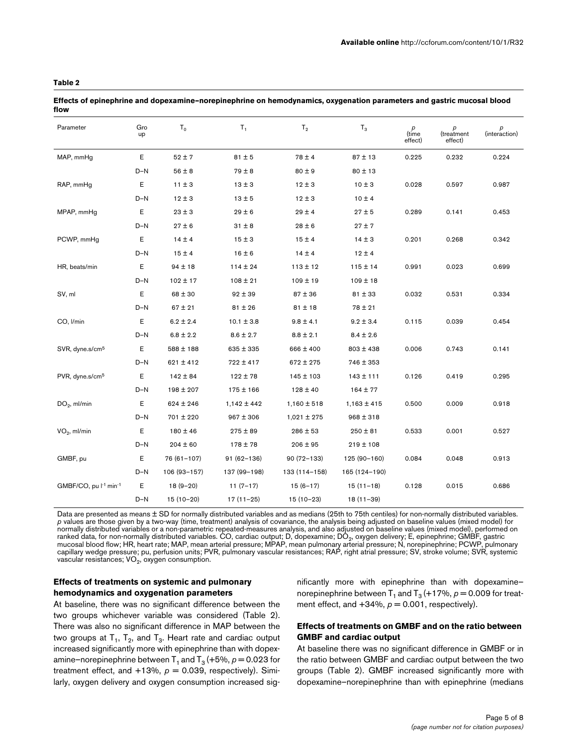**Table 2**

**Effects of epinephrine and dopexamine–norepinephrine on hemodynamics, oxygenation parameters and gastric mucosal blood flow**

| Parameter | Group | $T_0$ | $T_1$ | $T_2$ | $T_3$ | $p$ (time effect) | $p$ (treatment effect) | $p$ (interaction) |
|---|---|---|---|---|---|---|---|---|
| MAP, mmHg | E | 52 ± 7 | 81 ± 5 | 78 ± 4 | 87 ± 13 | 0.225 | 0.232 | 0.224 |
| | D–N | 56 ± 8 | 79 ± 8 | 80 ± 9 | 80 ± 13 | | | |
| RAP, mmHg | E | 11 ± 3 | 13 ± 3 | 12 ± 3 | 10 ± 3 | 0.028 | 0.597 | 0.987 |
| | D–N | 12 ± 3 | 13 ± 5 | 12 ± 3 | 10 ± 4 | | | |
| MPAP, mmHg | E | 23 ± 3 | 29 ± 6 | 29 ± 4 | 27 ± 5 | 0.289 | 0.141 | 0.453 |
| | D–N | 27 ± 6 | 31 ± 8 | 28 ± 6 | 27 ± 7 | | | |
| PCWP, mmHg | E | 14 ± 4 | 15 ± 3 | 15 ± 4 | 14 ± 3 | 0.201 | 0.268 | 0.342 |
| | D–N | 15 ± 4 | 16 ± 6 | 14 ± 4 | 12 ± 4 | | | |
| HR, beats/min | E | 94 ± 18 | 114 ± 24 | 113 ± 12 | 115 ± 14 | 0.991 | 0.023 | 0.699 |
| | D–N | 102 ± 17 | 108 ± 21 | 109 ± 19 | 109 ± 18 | | | |
| SV, ml | E | 68 ± 30 | 92 ± 39 | 87 ± 36 | 81 ± 33 | 0.032 | 0.531 | 0.334 |
| | D–N | 67 ± 21 | 81 ± 26 | 81 ± 18 | 78 ± 21 | | | |
| CO, l/min | E | 6.2 ± 2.4 | 10.1 ± 3.8 | 9.8 ± 4.1 | 9.2 ± 3.4 | 0.115 | 0.039 | 0.454 |
| | D–N | 6.8 ± 2.2 | 8.6 ± 2.7 | 8.8 ± 2.1 | 8.4 ± 2.6 | | | |
| SVR, dyne.s/cm$^5$ | E | 588 ± 188 | 635 ± 335 | 666 ± 400 | 803 ± 438 | 0.006 | 0.743 | 0.141 |
| | D–N | 621 ± 412 | 722 ± 417 | 672 ± 275 | 746 ± 353 | | | |
| PVR, dyne.s/cm$^5$ | E | 142 ± 84 | 122 ± 78 | 145 ± 103 | 143 ± 111 | 0.126 | 0.419 | 0.295 |
| | D–N | 198 ± 207 | 175 ± 166 | 128 ± 40 | 164 ± 77 | | | |
| $DO_2$, ml/min | E | 624 ± 246 | 1,142 ± 442 | 1,160 ± 518 | 1,163 ± 415 | 0.500 | 0.009 | 0.918 |
| | D–N | 701 ± 220 | 967 ± 306 | 1,021 ± 275 | 968 ± 318 | | | |
| $VO_2$, ml/min | E | 180 ± 46 | 275 ± 89 | 286 ± 53 | 250 ± 81 | 0.533 | 0.001 | 0.527 |
| | D–N | 204 ± 60 | 178 ± 78 | 206 ± 95 | 219 ± 108 | | | |
| GMBF, pu | E | 76 (61–107) | 91 (62–136) | 90 (72–133) | 125 (90–160) | 0.084 | 0.048 | 0.913 |
| | D–N | 106 (93–157) | 137 (99–198) | 133 (114–158) | 165 (124–190) | | | |
| GMBF/CO, pu l$^{-1}$ min$^{-1}$ | E | 18 (9–20) | 11 (7–17) | 15 (6–17) | 15 (11–18) | 0.128 | 0.015 | 0.686 |
| | D–N | 15 (10–20) | 17 (11–25) | 15 (10–23) | 18 (11–39) | | | |

Data are presented as means ± SD for normally distributed variables and as medians (25th to 75th centiles) for non-normally distributed variables. $p$ values are those given by a two-way (time, treatment) analysis of covariance, the analysis being adjusted on baseline values (mixed model) for normally distributed variables or a non-parametric repeated-measures analysis, and also adjusted on baseline values (mixed model), performed on ranked data, for non-normally distributed variables. CO, cardiac output; D, dopexamine; $DO_2$, oxygen delivery; E, epinephrine; GMBF, gastric mucosal blood flow; HR, heart rate; MAP, mean arterial pressure; MPAP, mean pulmonary arterial pressure; N, norepinephrine; PCWP, pulmonary capillary wedge pressure; pu, perfusion units; PVR, pulmonary vascular resistances; RAP, right atrial pressure; SV, stroke volume; SVR, systemic vascular resistances; $VO_2$, oxygen consumption.

### Effects of treatments on systemic and pulmonary hemodynamics and oxygenation parameters

At baseline, there was no significant difference between the two groups whichever variable was considered (Table 2). There was also no significant difference in MAP between the two groups at $T_1$, $T_2$, and $T_3$. Heart rate and cardiac output increased significantly more with epinephrine than with dopexamine–norepinephrine between $T_1$ and $T_3$ (+5%, $p = 0.023$ for treatment effect, and +13%, $p = 0.039$, respectively). Similarly, oxygen delivery and oxygen consumption increased significantly more with epinephrine than with dopexamine–norepinephrine between $T_1$ and $T_3$ (+17%, $p = 0.009$ for treatment effect, and +34%, $p = 0.001$, respectively).

### Effects of treatments on GMBF and on the ratio between GMBF and cardiac output

At baseline there was no significant difference in GMBF or in the ratio between GMBF and cardiac output between the two groups (Table 2). GMBF increased significantly more with dopexamine–norepinephrine than with epinephrine (medians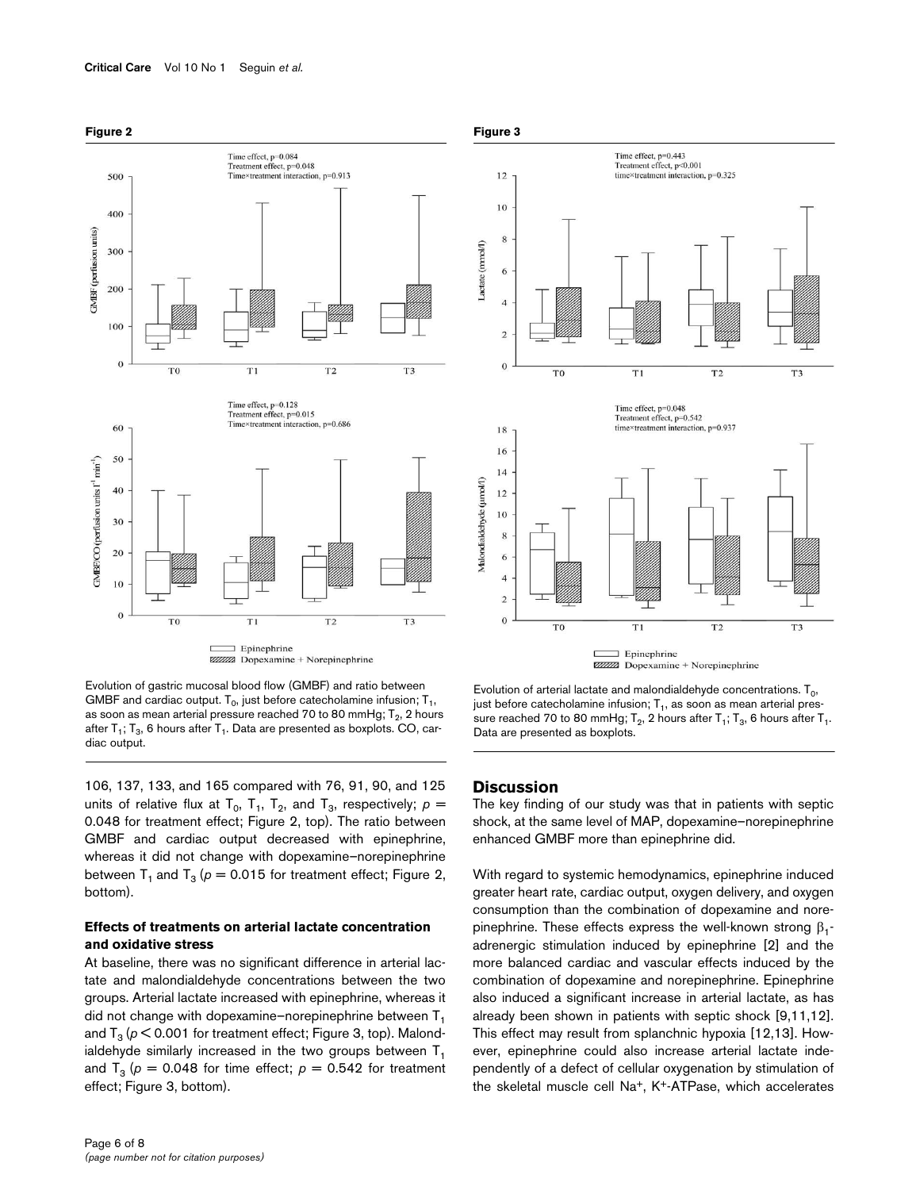**Figure 2**

Evolution of gastric mucosal blood flow (GMBF) and ratio between GMBF and cardiac output. $T_0$, just before catecholamine infusion; $T_1$, as soon as mean arterial pressure reached 70 to 80 mmHg; $T_2$, 2 hours after $T_1$; $T_3$, 6 hours after $T_1$. Data are presented as boxplots. CO, cardiac output.

**Figure 3**

Evolution of arterial lactate and malondialdehyde concentrations. $T_0$, just before catecholamine infusion; $T_1$, as soon as mean arterial pressure reached 70 to 80 mmHg; $T_2$, 2 hours after $T_1$; $T_3$, 6 hours after $T_1$. Data are presented as boxplots.

106, 137, 133, and 165 compared with 76, 91, 90, and 125 units of relative flux at $T_0$, $T_1$, $T_2$, and $T_3$, respectively; $p = 0.048$ for treatment effect; Figure 2, top). The ratio between GMBF and cardiac output decreased with epinephrine, whereas it did not change with dopexamine–norepinephrine between $T_1$ and $T_3$ ($p = 0.015$ for treatment effect; Figure 2, bottom).

### Effects of treatments on arterial lactate concentration and oxidative stress

At baseline, there was no significant difference in arterial lactate and malondialdehyde concentrations between the two groups. Arterial lactate increased with epinephrine, whereas it did not change with dopexamine–norepinephrine between $T_1$ and $T_3$ ($p < 0.001$ for treatment effect; Figure 3, top). Malondialdehyde similarly increased in the two groups between $T_1$ and $T_3$ ($p = 0.048$ for time effect; $p = 0.542$ for treatment effect; Figure 3, bottom).

## Discussion

The key finding of our study was that in patients with septic shock, at the same level of MAP, dopexamine–norepinephrine enhanced GMBF more than epinephrine did.

With regard to systemic hemodynamics, epinephrine induced greater heart rate, cardiac output, oxygen delivery, and oxygen consumption than the combination of dopexamine and norepinephrine. These effects express the well-known strong $\beta_1$-adrenergic stimulation induced by epinephrine [2] and the more balanced cardiac and vascular effects induced by the combination of dopexamine and norepinephrine. Epinephrine also induced a significant increase in arterial lactate, as has already been shown in patients with septic shock [9,11,12]. This effect may result from splanchnic hypoxia [12,13]. However, epinephrine could also increase arterial lactate independently of a defect of cellular oxygenation by stimulation of the skeletal muscle cell $Na^+$, $K^+$-ATPase, which accelerates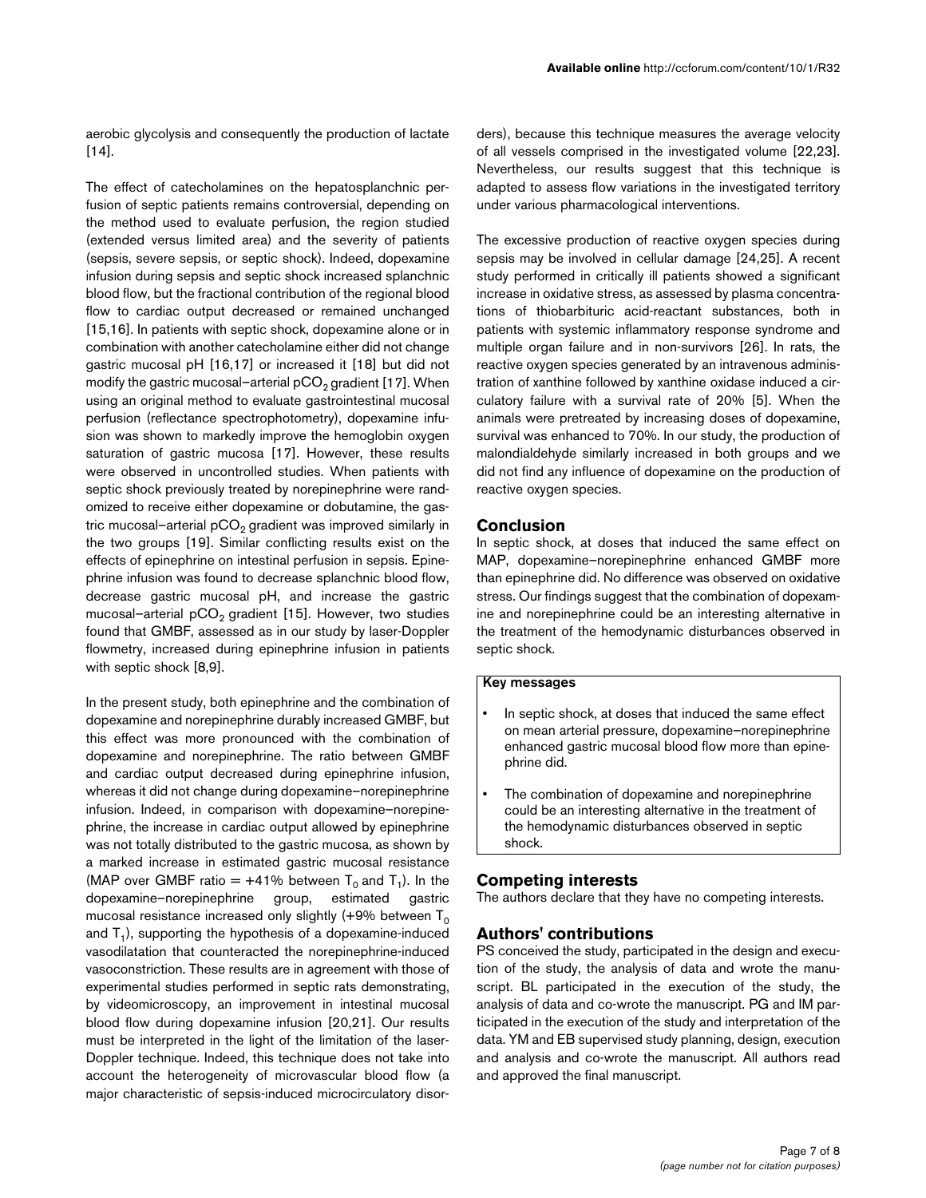aerobic glycolysis and consequently the production of lactate [14].

The effect of catecholamines on the hepatosplanchnic perfusion of septic patients remains controversial, depending on the method used to evaluate perfusion, the region studied (extended versus limited area) and the severity of patients (sepsis, severe sepsis, or septic shock). Indeed, dopexamine infusion during sepsis and septic shock increased splanchnic blood flow, but the fractional contribution of the regional blood flow to cardiac output decreased or remained unchanged [15,16]. In patients with septic shock, dopexamine alone or in combination with another catecholamine either did not change gastric mucosal pH [16,17] or increased it [18] but did not modify the gastric mucosal–arterial $pCO_2$ gradient [17]. When using an original method to evaluate gastrointestinal mucosal perfusion (reflectance spectrophotometry), dopexamine infusion was shown to markedly improve the hemoglobin oxygen saturation of gastric mucosa [17]. However, these results were observed in uncontrolled studies. When patients with septic shock previously treated by norepinephrine were randomized to receive either dopexamine or dobutamine, the gastric mucosal–arterial $pCO_2$ gradient was improved similarly in the two groups [19]. Similar conflicting results exist on the effects of epinephrine on intestinal perfusion in sepsis. Epinephrine infusion was found to decrease splanchnic blood flow, decrease gastric mucosal pH, and increase the gastric mucosal–arterial $pCO_2$ gradient [15]. However, two studies found that GMBF, assessed as in our study by laser-Doppler flowmetry, increased during epinephrine infusion in patients with septic shock [8,9].

In the present study, both epinephrine and the combination of dopexamine and norepinephrine durably increased GMBF, but this effect was more pronounced with the combination of dopexamine and norepinephrine. The ratio between GMBF and cardiac output decreased during epinephrine infusion, whereas it did not change during dopexamine–norepinephrine infusion. Indeed, in comparison with dopexamine–norepinephrine, the increase in cardiac output allowed by epinephrine was not totally distributed to the gastric mucosa, as shown by a marked increase in estimated gastric mucosal resistance (MAP over GMBF ratio = +41% between $T_0$ and $T_1$). In the dopexamine–norepinephrine group, estimated gastric mucosal resistance increased only slightly (+9% between $T_0$ and $T_1$), supporting the hypothesis of a dopexamine-induced vasodilatation that counteracted the norepinephrine-induced vasoconstriction. These results are in agreement with those of experimental studies performed in septic rats demonstrating, by videomicroscopy, an improvement in intestinal mucosal blood flow during dopexamine infusion [20,21]. Our results must be interpreted in the light of the limitation of the laser-Doppler technique. Indeed, this technique does not take into account the heterogeneity of microvascular blood flow (a major characteristic of sepsis-induced microcirculatory disorders), because this technique measures the average velocity of all vessels comprised in the investigated volume [22,23]. Nevertheless, our results suggest that this technique is adapted to assess flow variations in the investigated territory under various pharmacological interventions.

The excessive production of reactive oxygen species during sepsis may be involved in cellular damage [24,25]. A recent study performed in critically ill patients showed a significant increase in oxidative stress, as assessed by plasma concentrations of thiobarbituric acid-reactant substances, both in patients with systemic inflammatory response syndrome and multiple organ failure and in non-survivors [26]. In rats, the reactive oxygen species generated by an intravenous administration of xanthine followed by xanthine oxidase induced a circulatory failure with a survival rate of 20% [5]. When the animals were pretreated by increasing doses of dopexamine, survival was enhanced to 70%. In our study, the production of malondialdehyde similarly increased in both groups and we did not find any influence of dopexamine on the production of reactive oxygen species.

## Conclusion

In septic shock, at doses that induced the same effect on MAP, dopexamine–norepinephrine enhanced GMBF more than epinephrine did. No difference was observed on oxidative stress. Our findings suggest that the combination of dopexamine and norepinephrine could be an interesting alternative in the treatment of the hemodynamic disturbances observed in septic shock.

**Key messages**

- In septic shock, at doses that induced the same effect on mean arterial pressure, dopexamine–norepinephrine enhanced gastric mucosal blood flow more than epinephrine did.
- The combination of dopexamine and norepinephrine could be an interesting alternative in the treatment of the hemodynamic disturbances observed in septic shock.

## Competing interests

The authors declare that they have no competing interests.

## Authors' contributions

PS conceived the study, participated in the design and execution of the study, the analysis of data and wrote the manuscript. BL participated in the execution of the study, the analysis of data and co-wrote the manuscript. PG and IM participated in the execution of the study and interpretation of the data. YM and EB supervised study planning, design, execution and analysis and co-wrote the manuscript. All authors read and approved the final manuscript.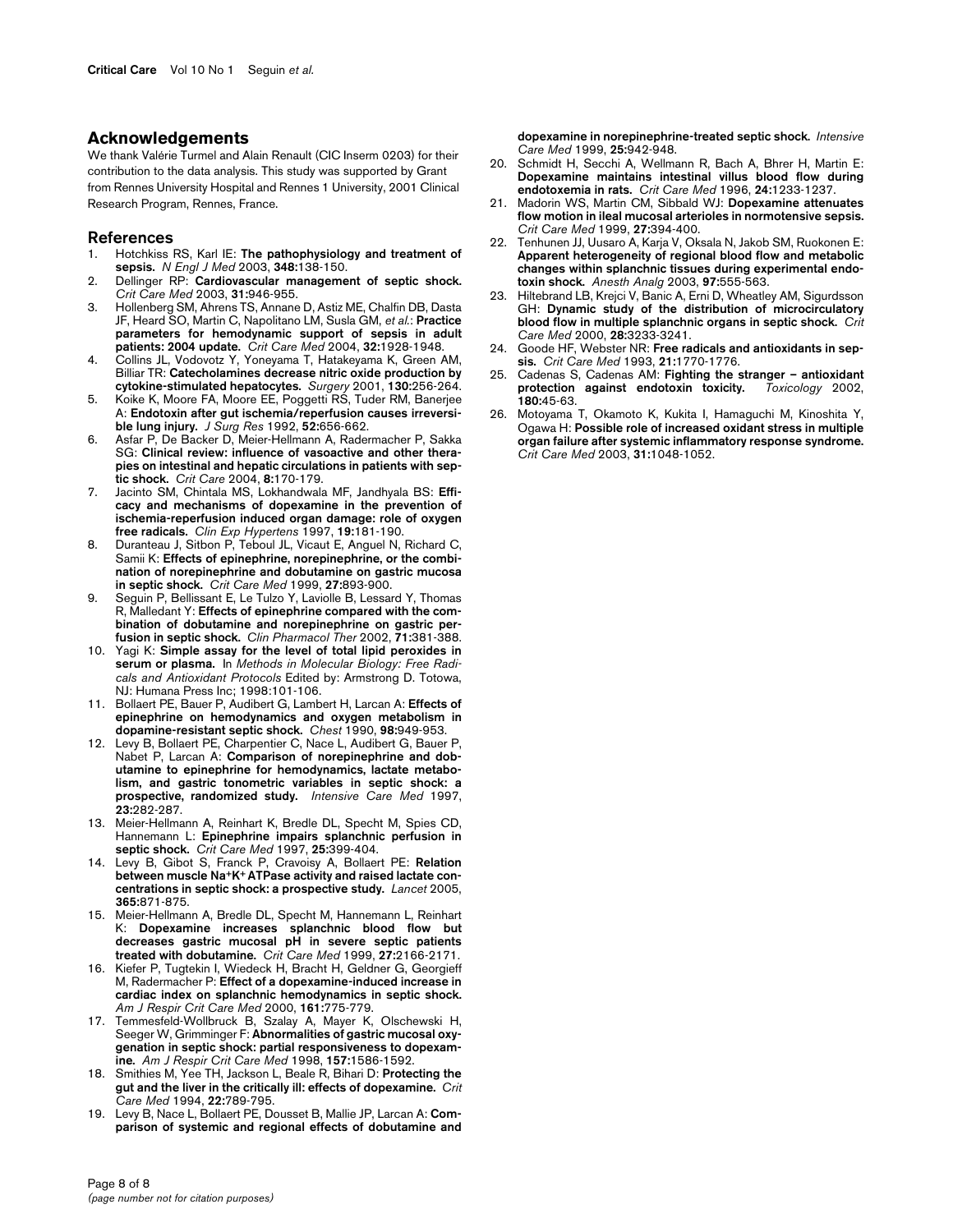## Acknowledgements

We thank Valérie Turmel and Alain Renault (CIC Inserm 0203) for their contribution to the data analysis. This study was supported by Grant from Rennes University Hospital and Rennes 1 University, 2001 Clinical Research Program, Rennes, France.

## References

1. Hotchkiss RS, Karl IE: **The pathophysiology and treatment of sepsis.** *N Engl J Med* 2003, **348:**138-150.
2. Dellinger RP: **Cardiovascular management of septic shock.** *Crit Care Med* 2003, **31:**946-955.
3. Hollenberg SM, Ahrens TS, Annane D, Astiz ME, Chalfin DB, Dasta JF, Heard SO, Martin C, Napolitano LM, Susla GM, *et al.*: **Practice parameters for hemodynamic support of sepsis in adult patients: 2004 update.** *Crit Care Med* 2004, **32:**1928-1948.
4. Collins JL, Vodovotz Y, Yoneyama T, Hatakeyama K, Green AM, Billiar TR: **Catecholamines decrease nitric oxide production by cytokine-stimulated hepatocytes.** *Surgery* 2001, **130:**256-264.
5. Koike K, Moore FA, Moore EE, Poggetti RS, Tuder RM, Banerjee A: **Endotoxin after gut ischemia/reperfusion causes irreversible lung injury.** *J Surg Res* 1992, **52:**656-662.
6. Asfar P, De Backer D, Meier-Hellmann A, Radermacher P, Sakka SG: **Clinical review: influence of vasoactive and other therapies on intestinal and hepatic circulations in patients with septic shock.** *Crit Care* 2004, **8:**170-179.
7. Jacinto SM, Chintala MS, Lokhandwala MF, Jandhyala BS: **Efficacy and mechanisms of dopexamine in the prevention of ischemia-reperfusion induced organ damage: role of oxygen free radicals.** *Clin Exp Hypertens* 1997, **19:**181-190.
8. Duranteau J, Sitbon P, Teboul JL, Vicaut E, Anguel N, Richard C, Samii K: **Effects of epinephrine, norepinephrine, or the combination of norepinephrine and dobutamine on gastric mucosa in septic shock.** *Crit Care Med* 1999, **27:**893-900.
9. Seguin P, Bellissant E, Le Tulzo Y, Laviolle B, Lessard Y, Thomas R, Malledant Y: **Effects of epinephrine compared with the combination of dobutamine and norepinephrine on gastric perfusion in septic shock.** *Clin Pharmacol Ther* 2002, **71:**381-388.
10. Yagi K: **Simple assay for the level of total lipid peroxides in serum or plasma.** In *Methods in Molecular Biology: Free Radicals and Antioxidant Protocols* Edited by: Armstrong D. Totowa, NJ: Humana Press Inc; 1998:101-106.
11. Bollaert PE, Bauer P, Audibert G, Lambert H, Larcan A: **Effects of epinephrine on hemodynamics and oxygen metabolism in dopamine-resistant septic shock.** *Chest* 1990, **98:**949-953.
12. Levy B, Bollaert PE, Charpentier C, Nace L, Audibert G, Bauer P, Nabet P, Larcan A: **Comparison of norepinephrine and dobutamine to epinephrine for hemodynamics, lactate metabolism, and gastric tonometric variables in septic shock: a prospective, randomized study.** *Intensive Care Med* 1997, **23:**282-287.
13. Meier-Hellmann A, Reinhart K, Bredle DL, Specht M, Spies CD, Hannemann L: **Epinephrine impairs splanchnic perfusion in septic shock.** *Crit Care Med* 1997, **25:**399-404.
14. Levy B, Gibot S, Franck P, Cravoisy A, Bollaert PE: **Relation between muscle $Na^+K^+$ ATPase activity and raised lactate concentrations in septic shock: a prospective study.** *Lancet* 2005, **365:**871-875.
15. Meier-Hellmann A, Bredle DL, Specht M, Hannemann L, Reinhart K: **Dopexamine increases splanchnic blood flow but decreases gastric mucosal pH in severe septic patients treated with dobutamine.** *Crit Care Med* 1999, **27:**2166-2171.
16. Kiefer P, Tugtekin I, Wiedeck H, Bracht H, Geldner G, Georgieff M, Radermacher P: **Effect of a dopexamine-induced increase in cardiac index on splanchnic hemodynamics in septic shock.** *Am J Respir Crit Care Med* 2000, **161:**775-779.
17. Temmesfeld-Wollbruck B, Szalay A, Mayer K, Olschewski H, Seeger W, Grimminger F: **Abnormalities of gastric mucosal oxygenation in septic shock: partial responsiveness to dopexamine.** *Am J Respir Crit Care Med* 1998, **157:**1586-1592.
18. Smithies M, Yee TH, Jackson L, Beale R, Bihari D: **Protecting the gut and the liver in the critically ill: effects of dopexamine.** *Crit Care Med* 1994, **22:**789-795.
19. Levy B, Nace L, Bollaert PE, Dousset B, Mallie JP, Larcan A: **Comparison of systemic and regional effects of dobutamine and dopexamine in norepinephrine-treated septic shock.** *Intensive Care Med* 1999, **25:**942-948.
20. Schmidt H, Secchi A, Wellmann R, Bach A, Bhrer H, Martin E: **Dopexamine maintains intestinal villus blood flow during endotoxemia in rats.** *Crit Care Med* 1996, **24:**1233-1237.
21. Madorin WS, Martin CM, Sibbald WJ: **Dopexamine attenuates flow motion in ileal mucosal arterioles in normotensive sepsis.** *Crit Care Med* 1999, **27:**394-400.
22. Tenhunen JJ, Uusaro A, Karja V, Oksala N, Jakob SM, Ruokonen E: **Apparent heterogeneity of regional blood flow and metabolic changes within splanchnic tissues during experimental endotoxin shock.** *Anesth Analg* 2003, **97:**555-563.
23. Hiltebrand LB, Krejci V, Banic A, Erni D, Wheatley AM, Sigurdsson GH: **Dynamic study of the distribution of microcirculatory blood flow in multiple splanchnic organs in septic shock.** *Crit Care Med* 2000, **28:**3233-3241.
24. Goode HF, Webster NR: **Free radicals and antioxidants in sepsis.** *Crit Care Med* 1993, **21:**1770-1776.
25. Cadenas S, Cadenas AM: **Fighting the stranger – antioxidant protection against endotoxin toxicity.** *Toxicology* 2002, **180:**45-63.
26. Motoyama T, Okamoto K, Kukita I, Hamaguchi M, Kinoshita Y, Ogawa H: **Possible role of increased oxidant stress in multiple organ failure after systemic inflammatory response syndrome.** *Crit Care Med* 2003, **31:**1048-1052.